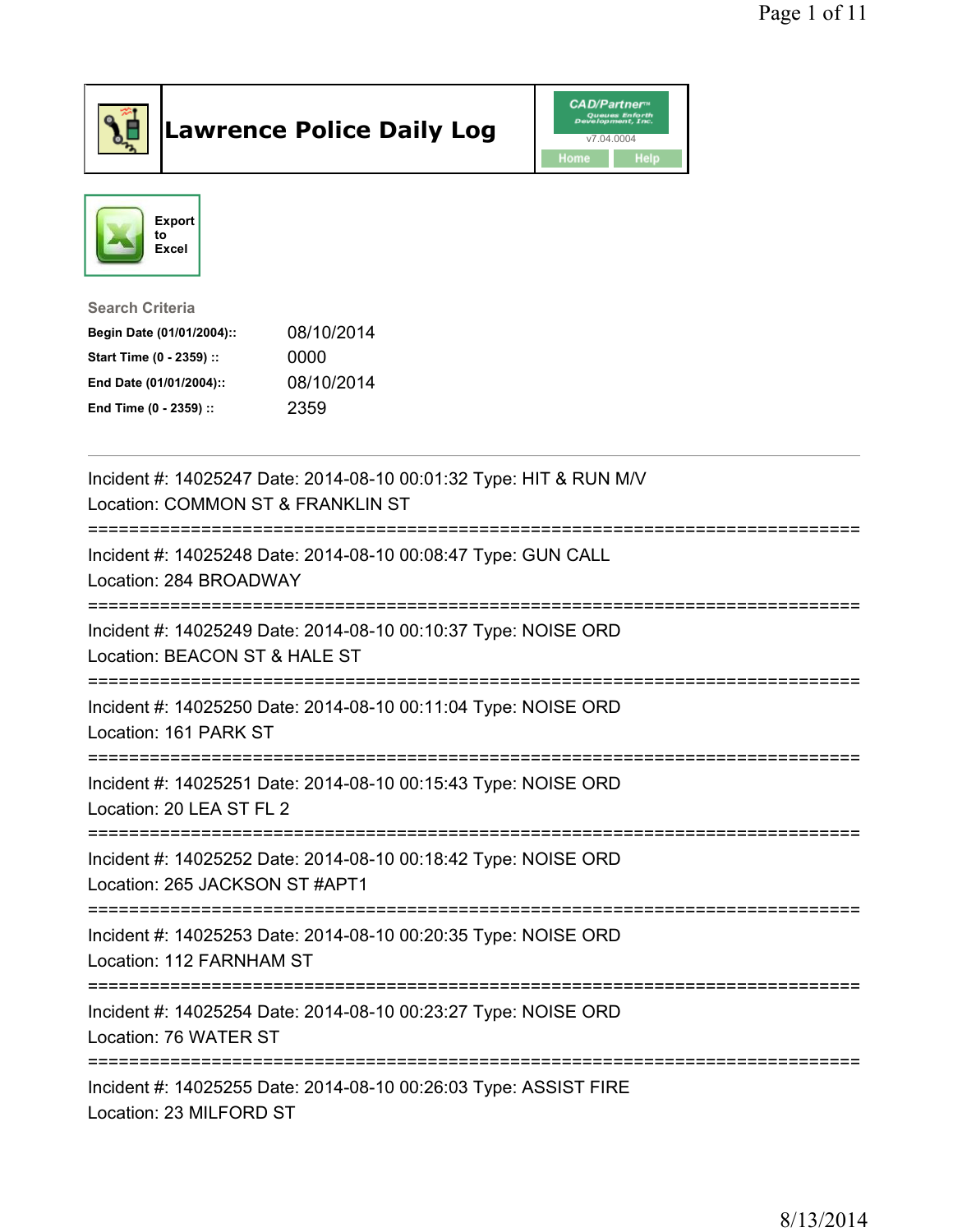# Lawrence Police Daily Log

CAD/Partner v7.04.0004

Home Help

Export to Excel

**Search Criteria**

| | |
|---|---|
| **Begin Date (01/01/2004)::** | 08/10/2014 |
| **Start Time (0 - 2359) ::** | 0000 |
| **End Date (01/01/2004)::** | 08/10/2014 |
| **End Time (0 - 2359) ::** | 2359 |

---

Incident #: 14025247 Date: 2014-08-10 00:01:32 Type: HIT & RUN M/V
Location: COMMON ST & FRANKLIN ST

===========================================================================

Incident #: 14025248 Date: 2014-08-10 00:08:47 Type: GUN CALL
Location: 284 BROADWAY

===========================================================================

Incident #: 14025249 Date: 2014-08-10 00:10:37 Type: NOISE ORD
Location: BEACON ST & HALE ST

===========================================================================

Incident #: 14025250 Date: 2014-08-10 00:11:04 Type: NOISE ORD
Location: 161 PARK ST

===========================================================================

Incident #: 14025251 Date: 2014-08-10 00:15:43 Type: NOISE ORD
Location: 20 LEA ST FL 2

===========================================================================

Incident #: 14025252 Date: 2014-08-10 00:18:42 Type: NOISE ORD
Location: 265 JACKSON ST #APT1

===========================================================================

Incident #: 14025253 Date: 2014-08-10 00:20:35 Type: NOISE ORD
Location: 112 FARNHAM ST

===========================================================================

Incident #: 14025254 Date: 2014-08-10 00:23:27 Type: NOISE ORD
Location: 76 WATER ST

===========================================================================

Incident #: 14025255 Date: 2014-08-10 00:26:03 Type: ASSIST FIRE
Location: 23 MILFORD ST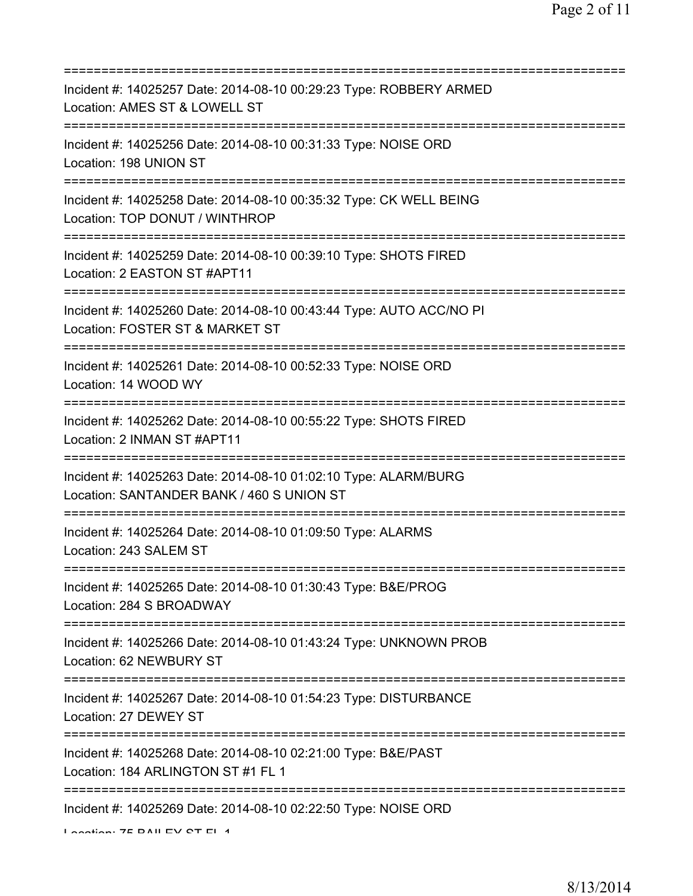===========================================================================
Incident #: 14025257 Date: 2014-08-10 00:29:23 Type: ROBBERY ARMED
Location: AMES ST & LOWELL ST
===========================================================================
Incident #: 14025256 Date: 2014-08-10 00:31:33 Type: NOISE ORD
Location: 198 UNION ST
===========================================================================
Incident #: 14025258 Date: 2014-08-10 00:35:32 Type: CK WELL BEING
Location: TOP DONUT / WINTHROP
===========================================================================
Incident #: 14025259 Date: 2014-08-10 00:39:10 Type: SHOTS FIRED
Location: 2 EASTON ST #APT11
===========================================================================
Incident #: 14025260 Date: 2014-08-10 00:43:44 Type: AUTO ACC/NO PI
Location: FOSTER ST & MARKET ST
===========================================================================
Incident #: 14025261 Date: 2014-08-10 00:52:33 Type: NOISE ORD
Location: 14 WOOD WY
===========================================================================
Incident #: 14025262 Date: 2014-08-10 00:55:22 Type: SHOTS FIRED
Location: 2 INMAN ST #APT11
===========================================================================
Incident #: 14025263 Date: 2014-08-10 01:02:10 Type: ALARM/BURG
Location: SANTANDER BANK / 460 S UNION ST
===========================================================================
Incident #: 14025264 Date: 2014-08-10 01:09:50 Type: ALARMS
Location: 243 SALEM ST
===========================================================================
Incident #: 14025265 Date: 2014-08-10 01:30:43 Type: B&E/PROG
Location: 284 S BROADWAY
===========================================================================
Incident #: 14025266 Date: 2014-08-10 01:43:24 Type: UNKNOWN PROB
Location: 62 NEWBURY ST
===========================================================================
Incident #: 14025267 Date: 2014-08-10 01:54:23 Type: DISTURBANCE
Location: 27 DEWEY ST
===========================================================================
Incident #: 14025268 Date: 2014-08-10 02:21:00 Type: B&E/PAST
Location: 184 ARLINGTON ST #1 FL 1
===========================================================================
Incident #: 14025269 Date: 2014-08-10 02:22:50 Type: NOISE ORD
Location: 75 BAILEY ST FL 1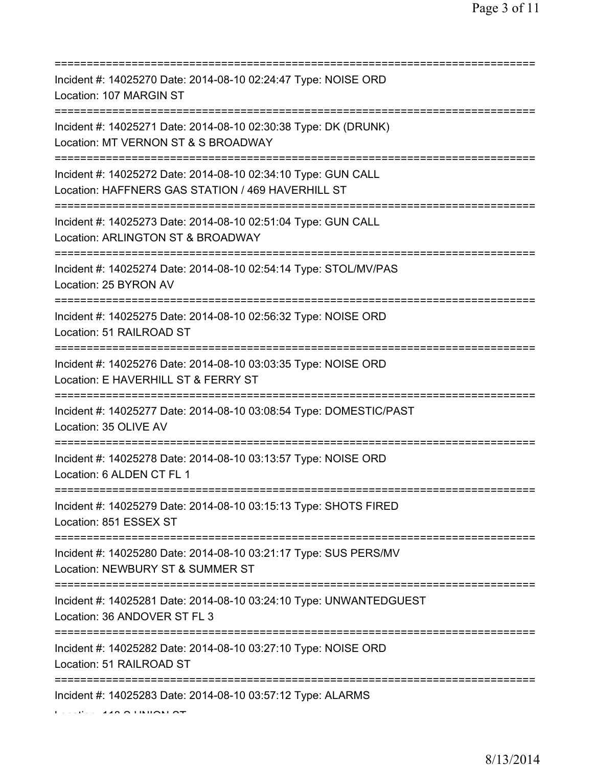==============================================================================
Incident #: 14025270 Date: 2014-08-10 02:24:47 Type: NOISE ORD
Location: 107 MARGIN ST
==============================================================================
Incident #: 14025271 Date: 2014-08-10 02:30:38 Type: DK (DRUNK)
Location: MT VERNON ST & S BROADWAY
==============================================================================
Incident #: 14025272 Date: 2014-08-10 02:34:10 Type: GUN CALL
Location: HAFFNERS GAS STATION / 469 HAVERHILL ST
==============================================================================
Incident #: 14025273 Date: 2014-08-10 02:51:04 Type: GUN CALL
Location: ARLINGTON ST & BROADWAY
==============================================================================
Incident #: 14025274 Date: 2014-08-10 02:54:14 Type: STOL/MV/PAS
Location: 25 BYRON AV
==============================================================================
Incident #: 14025275 Date: 2014-08-10 02:56:32 Type: NOISE ORD
Location: 51 RAILROAD ST
==============================================================================
Incident #: 14025276 Date: 2014-08-10 03:03:35 Type: NOISE ORD
Location: E HAVERHILL ST & FERRY ST
==============================================================================
Incident #: 14025277 Date: 2014-08-10 03:08:54 Type: DOMESTIC/PAST
Location: 35 OLIVE AV
==============================================================================
Incident #: 14025278 Date: 2014-08-10 03:13:57 Type: NOISE ORD
Location: 6 ALDEN CT FL 1
==============================================================================
Incident #: 14025279 Date: 2014-08-10 03:15:13 Type: SHOTS FIRED
Location: 851 ESSEX ST
==============================================================================
Incident #: 14025280 Date: 2014-08-10 03:21:17 Type: SUS PERS/MV
Location: NEWBURY ST & SUMMER ST
==============================================================================
Incident #: 14025281 Date: 2014-08-10 03:24:10 Type: UNWANTEDGUEST
Location: 36 ANDOVER ST FL 3
==============================================================================
Incident #: 14025282 Date: 2014-08-10 03:27:10 Type: NOISE ORD
Location: 51 RAILROAD ST
==============================================================================
Incident #: 14025283 Date: 2014-08-10 03:57:12 Type: ALARMS
Location: 118 S UNION ST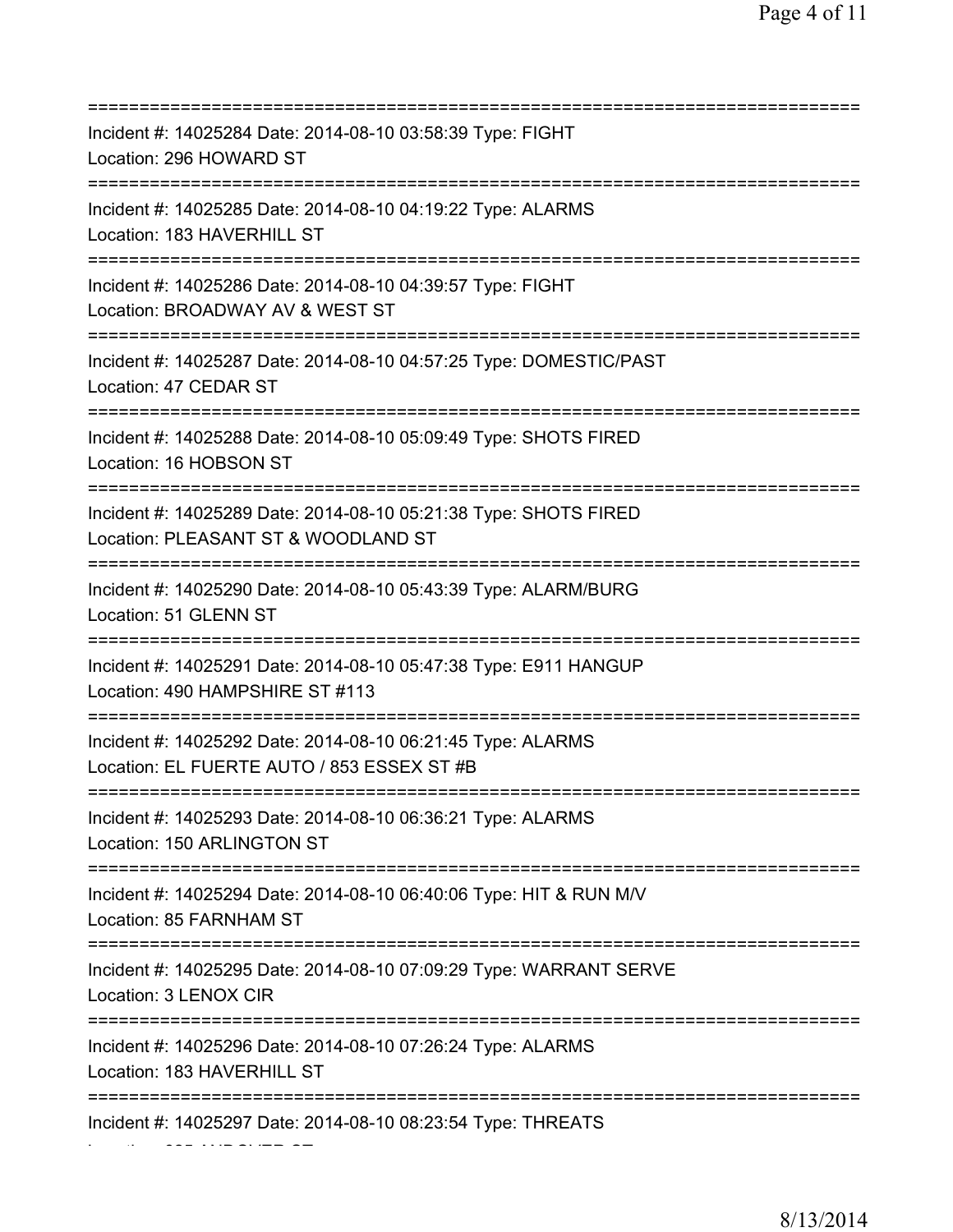===========================================================================
Incident #: 14025284 Date: 2014-08-10 03:58:39 Type: FIGHT
Location: 296 HOWARD ST
===========================================================================
Incident #: 14025285 Date: 2014-08-10 04:19:22 Type: ALARMS
Location: 183 HAVERHILL ST
===========================================================================
Incident #: 14025286 Date: 2014-08-10 04:39:57 Type: FIGHT
Location: BROADWAY AV & WEST ST
===========================================================================
Incident #: 14025287 Date: 2014-08-10 04:57:25 Type: DOMESTIC/PAST
Location: 47 CEDAR ST
===========================================================================
Incident #: 14025288 Date: 2014-08-10 05:09:49 Type: SHOTS FIRED
Location: 16 HOBSON ST
===========================================================================
Incident #: 14025289 Date: 2014-08-10 05:21:38 Type: SHOTS FIRED
Location: PLEASANT ST & WOODLAND ST
===========================================================================
Incident #: 14025290 Date: 2014-08-10 05:43:39 Type: ALARM/BURG
Location: 51 GLENN ST
===========================================================================
Incident #: 14025291 Date: 2014-08-10 05:47:38 Type: E911 HANGUP
Location: 490 HAMPSHIRE ST #113
===========================================================================
Incident #: 14025292 Date: 2014-08-10 06:21:45 Type: ALARMS
Location: EL FUERTE AUTO / 853 ESSEX ST #B
===========================================================================
Incident #: 14025293 Date: 2014-08-10 06:36:21 Type: ALARMS
Location: 150 ARLINGTON ST
===========================================================================
Incident #: 14025294 Date: 2014-08-10 06:40:06 Type: HIT & RUN M/V
Location: 85 FARNHAM ST
===========================================================================
Incident #: 14025295 Date: 2014-08-10 07:09:29 Type: WARRANT SERVE
Location: 3 LENOX CIR
===========================================================================
Incident #: 14025296 Date: 2014-08-10 07:26:24 Type: ALARMS
Location: 183 HAVERHILL ST
===========================================================================
Incident #: 14025297 Date: 2014-08-10 08:23:54 Type: THREATS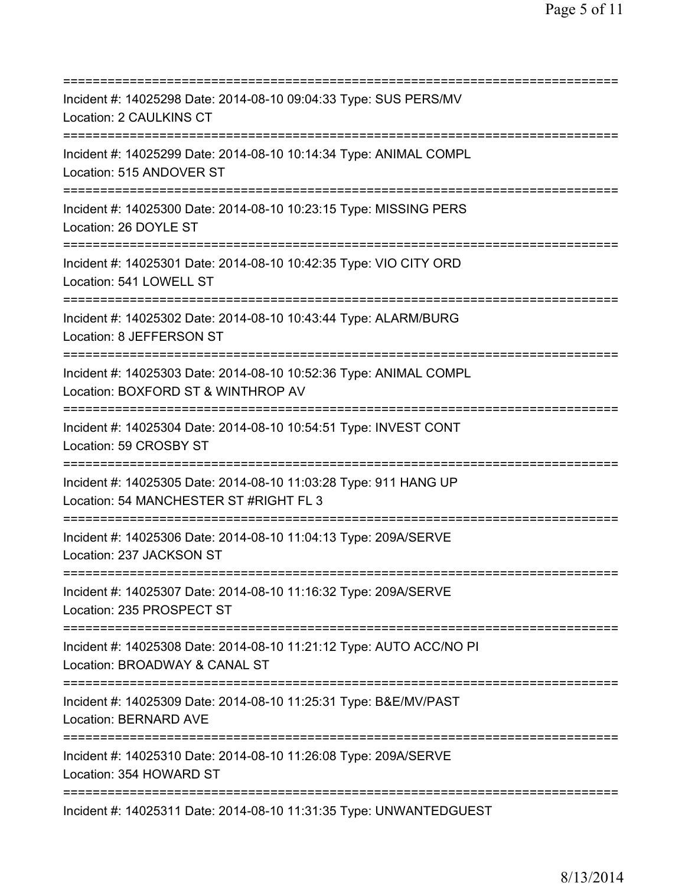==============================================================================
Incident #: 14025298 Date: 2014-08-10 09:04:33 Type: SUS PERS/MV
Location: 2 CAULKINS CT
==============================================================================
Incident #: 14025299 Date: 2014-08-10 10:14:34 Type: ANIMAL COMPL
Location: 515 ANDOVER ST
==============================================================================
Incident #: 14025300 Date: 2014-08-10 10:23:15 Type: MISSING PERS
Location: 26 DOYLE ST
==============================================================================
Incident #: 14025301 Date: 2014-08-10 10:42:35 Type: VIO CITY ORD
Location: 541 LOWELL ST
==============================================================================
Incident #: 14025302 Date: 2014-08-10 10:43:44 Type: ALARM/BURG
Location: 8 JEFFERSON ST
==============================================================================
Incident #: 14025303 Date: 2014-08-10 10:52:36 Type: ANIMAL COMPL
Location: BOXFORD ST & WINTHROP AV
==============================================================================
Incident #: 14025304 Date: 2014-08-10 10:54:51 Type: INVEST CONT
Location: 59 CROSBY ST
==============================================================================
Incident #: 14025305 Date: 2014-08-10 11:03:28 Type: 911 HANG UP
Location: 54 MANCHESTER ST #RIGHT FL 3
==============================================================================
Incident #: 14025306 Date: 2014-08-10 11:04:13 Type: 209A/SERVE
Location: 237 JACKSON ST
==============================================================================
Incident #: 14025307 Date: 2014-08-10 11:16:32 Type: 209A/SERVE
Location: 235 PROSPECT ST
==============================================================================
Incident #: 14025308 Date: 2014-08-10 11:21:12 Type: AUTO ACC/NO PI
Location: BROADWAY & CANAL ST
==============================================================================
Incident #: 14025309 Date: 2014-08-10 11:25:31 Type: B&E/MV/PAST
Location: BERNARD AVE
==============================================================================
Incident #: 14025310 Date: 2014-08-10 11:26:08 Type: 209A/SERVE
Location: 354 HOWARD ST
==============================================================================
Incident #: 14025311 Date: 2014-08-10 11:31:35 Type: UNWANTEDGUEST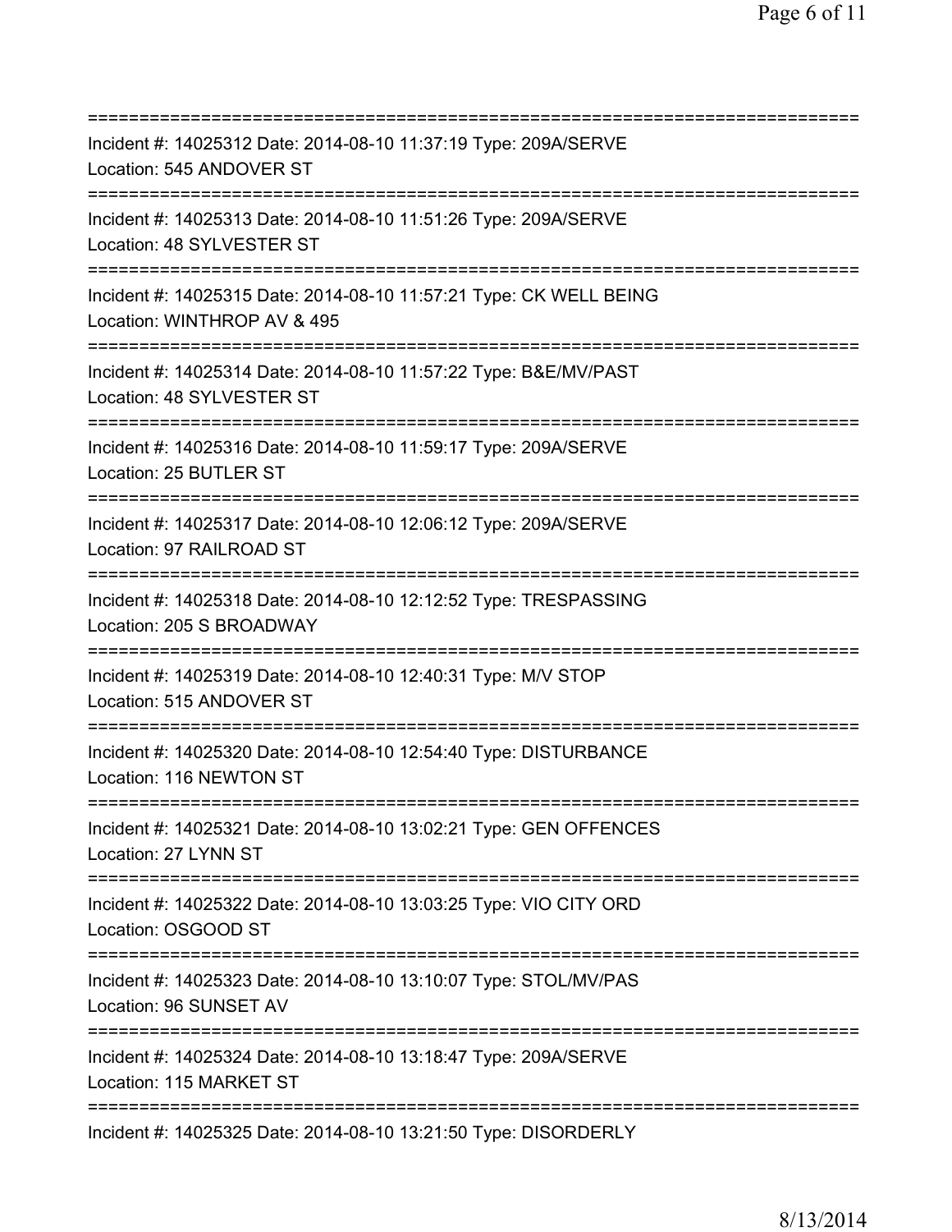==========================================================================
Incident #: 14025312 Date: 2014-08-10 11:37:19 Type: 209A/SERVE
Location: 545 ANDOVER ST
==========================================================================
Incident #: 14025313 Date: 2014-08-10 11:51:26 Type: 209A/SERVE
Location: 48 SYLVESTER ST
==========================================================================
Incident #: 14025315 Date: 2014-08-10 11:57:21 Type: CK WELL BEING
Location: WINTHROP AV & 495
==========================================================================
Incident #: 14025314 Date: 2014-08-10 11:57:22 Type: B&E/MV/PAST
Location: 48 SYLVESTER ST
==========================================================================
Incident #: 14025316 Date: 2014-08-10 11:59:17 Type: 209A/SERVE
Location: 25 BUTLER ST
==========================================================================
Incident #: 14025317 Date: 2014-08-10 12:06:12 Type: 209A/SERVE
Location: 97 RAILROAD ST
==========================================================================
Incident #: 14025318 Date: 2014-08-10 12:12:52 Type: TRESPASSING
Location: 205 S BROADWAY
==========================================================================
Incident #: 14025319 Date: 2014-08-10 12:40:31 Type: M/V STOP
Location: 515 ANDOVER ST
==========================================================================
Incident #: 14025320 Date: 2014-08-10 12:54:40 Type: DISTURBANCE
Location: 116 NEWTON ST
==========================================================================
Incident #: 14025321 Date: 2014-08-10 13:02:21 Type: GEN OFFENCES
Location: 27 LYNN ST
==========================================================================
Incident #: 14025322 Date: 2014-08-10 13:03:25 Type: VIO CITY ORD
Location: OSGOOD ST
==========================================================================
Incident #: 14025323 Date: 2014-08-10 13:10:07 Type: STOL/MV/PAS
Location: 96 SUNSET AV
==========================================================================
Incident #: 14025324 Date: 2014-08-10 13:18:47 Type: 209A/SERVE
Location: 115 MARKET ST
==========================================================================
Incident #: 14025325 Date: 2014-08-10 13:21:50 Type: DISORDERLY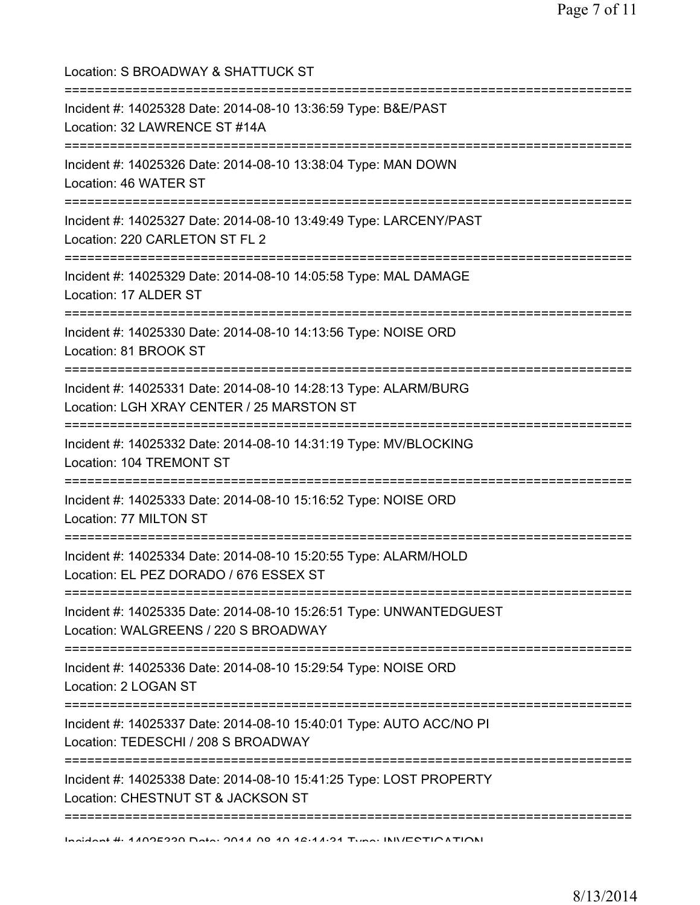Location: S BROADWAY & SHATTUCK ST

===========================================================================

Incident #: 14025328 Date: 2014-08-10 13:36:59 Type: B&E/PAST
Location: 32 LAWRENCE ST #14A

===========================================================================

Incident #: 14025326 Date: 2014-08-10 13:38:04 Type: MAN DOWN
Location: 46 WATER ST

===========================================================================

Incident #: 14025327 Date: 2014-08-10 13:49:49 Type: LARCENY/PAST
Location: 220 CARLETON ST FL 2

===========================================================================

Incident #: 14025329 Date: 2014-08-10 14:05:58 Type: MAL DAMAGE
Location: 17 ALDER ST

===========================================================================

Incident #: 14025330 Date: 2014-08-10 14:13:56 Type: NOISE ORD
Location: 81 BROOK ST

===========================================================================

Incident #: 14025331 Date: 2014-08-10 14:28:13 Type: ALARM/BURG
Location: LGH XRAY CENTER / 25 MARSTON ST

===========================================================================

Incident #: 14025332 Date: 2014-08-10 14:31:19 Type: MV/BLOCKING
Location: 104 TREMONT ST

===========================================================================

Incident #: 14025333 Date: 2014-08-10 15:16:52 Type: NOISE ORD
Location: 77 MILTON ST

===========================================================================

Incident #: 14025334 Date: 2014-08-10 15:20:55 Type: ALARM/HOLD
Location: EL PEZ DORADO / 676 ESSEX ST

===========================================================================

Incident #: 14025335 Date: 2014-08-10 15:26:51 Type: UNWANTEDGUEST
Location: WALGREENS / 220 S BROADWAY

===========================================================================

Incident #: 14025336 Date: 2014-08-10 15:29:54 Type: NOISE ORD
Location: 2 LOGAN ST

===========================================================================

Incident #: 14025337 Date: 2014-08-10 15:40:01 Type: AUTO ACC/NO PI
Location: TEDESCHI / 208 S BROADWAY

===========================================================================

Incident #: 14025338 Date: 2014-08-10 15:41:25 Type: LOST PROPERTY
Location: CHESTNUT ST & JACKSON ST

===========================================================================

Incident #: 14025339 Date: 2014-08-10 16:14:31 Type: INVESTIGATION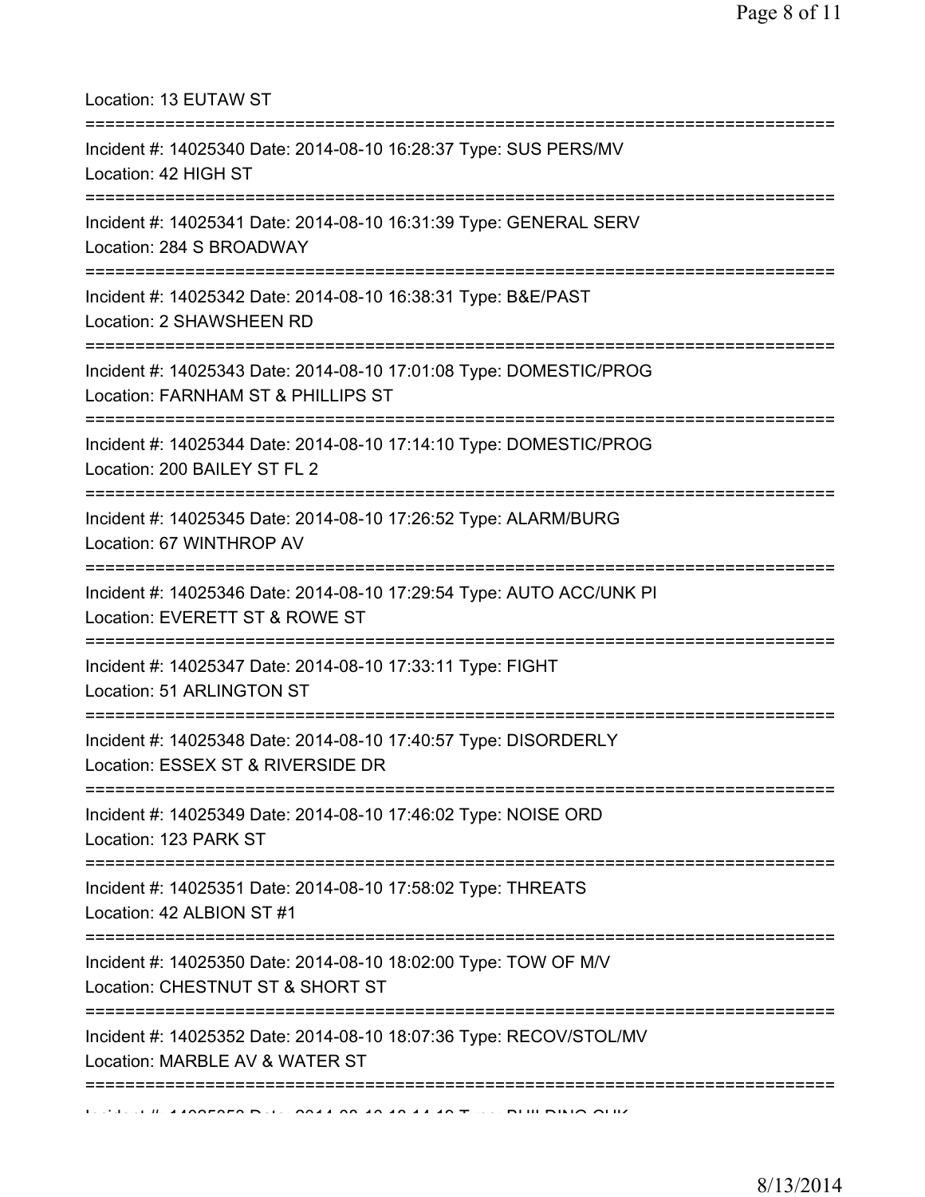Location: 13 EUTAW ST

===========================================================================

Incident #: 14025340 Date: 2014-08-10 16:28:37 Type: SUS PERS/MV
Location: 42 HIGH ST

===========================================================================

Incident #: 14025341 Date: 2014-08-10 16:31:39 Type: GENERAL SERV
Location: 284 S BROADWAY

===========================================================================

Incident #: 14025342 Date: 2014-08-10 16:38:31 Type: B&E/PAST
Location: 2 SHAWSHEEN RD

===========================================================================

Incident #: 14025343 Date: 2014-08-10 17:01:08 Type: DOMESTIC/PROG
Location: FARNHAM ST & PHILLIPS ST

===========================================================================

Incident #: 14025344 Date: 2014-08-10 17:14:10 Type: DOMESTIC/PROG
Location: 200 BAILEY ST FL 2

===========================================================================

Incident #: 14025345 Date: 2014-08-10 17:26:52 Type: ALARM/BURG
Location: 67 WINTHROP AV

===========================================================================

Incident #: 14025346 Date: 2014-08-10 17:29:54 Type: AUTO ACC/UNK PI
Location: EVERETT ST & ROWE ST

===========================================================================

Incident #: 14025347 Date: 2014-08-10 17:33:11 Type: FIGHT
Location: 51 ARLINGTON ST

===========================================================================

Incident #: 14025348 Date: 2014-08-10 17:40:57 Type: DISORDERLY
Location: ESSEX ST & RIVERSIDE DR

===========================================================================

Incident #: 14025349 Date: 2014-08-10 17:46:02 Type: NOISE ORD
Location: 123 PARK ST

===========================================================================

Incident #: 14025351 Date: 2014-08-10 17:58:02 Type: THREATS
Location: 42 ALBION ST #1

===========================================================================

Incident #: 14025350 Date: 2014-08-10 18:02:00 Type: TOW OF M/V
Location: CHESTNUT ST & SHORT ST

===========================================================================

Incident #: 14025352 Date: 2014-08-10 18:07:36 Type: RECOV/STOL/MV
Location: MARBLE AV & WATER ST

===========================================================================

Incident #: 14025353 Date: 2014-08-10 18:14:19 Type: BUILDING CHK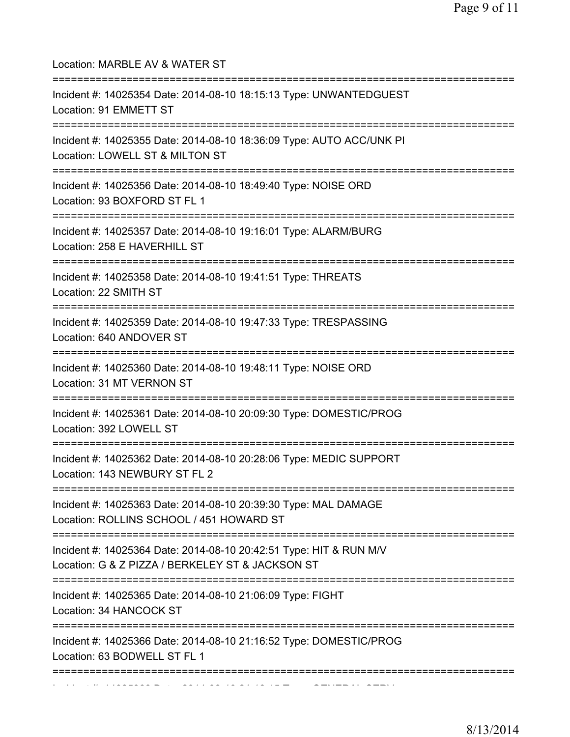Location: MARBLE AV & WATER ST

===========================================================================

Incident #: 14025354 Date: 2014-08-10 18:15:13 Type: UNWANTEDGUEST
Location: 91 EMMETT ST

===========================================================================

Incident #: 14025355 Date: 2014-08-10 18:36:09 Type: AUTO ACC/UNK PI
Location: LOWELL ST & MILTON ST

===========================================================================

Incident #: 14025356 Date: 2014-08-10 18:49:40 Type: NOISE ORD
Location: 93 BOXFORD ST FL 1

===========================================================================

Incident #: 14025357 Date: 2014-08-10 19:16:01 Type: ALARM/BURG
Location: 258 E HAVERHILL ST

===========================================================================

Incident #: 14025358 Date: 2014-08-10 19:41:51 Type: THREATS
Location: 22 SMITH ST

===========================================================================

Incident #: 14025359 Date: 2014-08-10 19:47:33 Type: TRESPASSING
Location: 640 ANDOVER ST

===========================================================================

Incident #: 14025360 Date: 2014-08-10 19:48:11 Type: NOISE ORD
Location: 31 MT VERNON ST

===========================================================================

Incident #: 14025361 Date: 2014-08-10 20:09:30 Type: DOMESTIC/PROG
Location: 392 LOWELL ST

===========================================================================

Incident #: 14025362 Date: 2014-08-10 20:28:06 Type: MEDIC SUPPORT
Location: 143 NEWBURY ST FL 2

===========================================================================

Incident #: 14025363 Date: 2014-08-10 20:39:30 Type: MAL DAMAGE
Location: ROLLINS SCHOOL / 451 HOWARD ST

===========================================================================

Incident #: 14025364 Date: 2014-08-10 20:42:51 Type: HIT & RUN M/V
Location: G & Z PIZZA / BERKELEY ST & JACKSON ST

===========================================================================

Incident #: 14025365 Date: 2014-08-10 21:06:09 Type: FIGHT
Location: 34 HANCOCK ST

===========================================================================

Incident #: 14025366 Date: 2014-08-10 21:16:52 Type: DOMESTIC/PROG
Location: 63 BODWELL ST FL 1

===========================================================================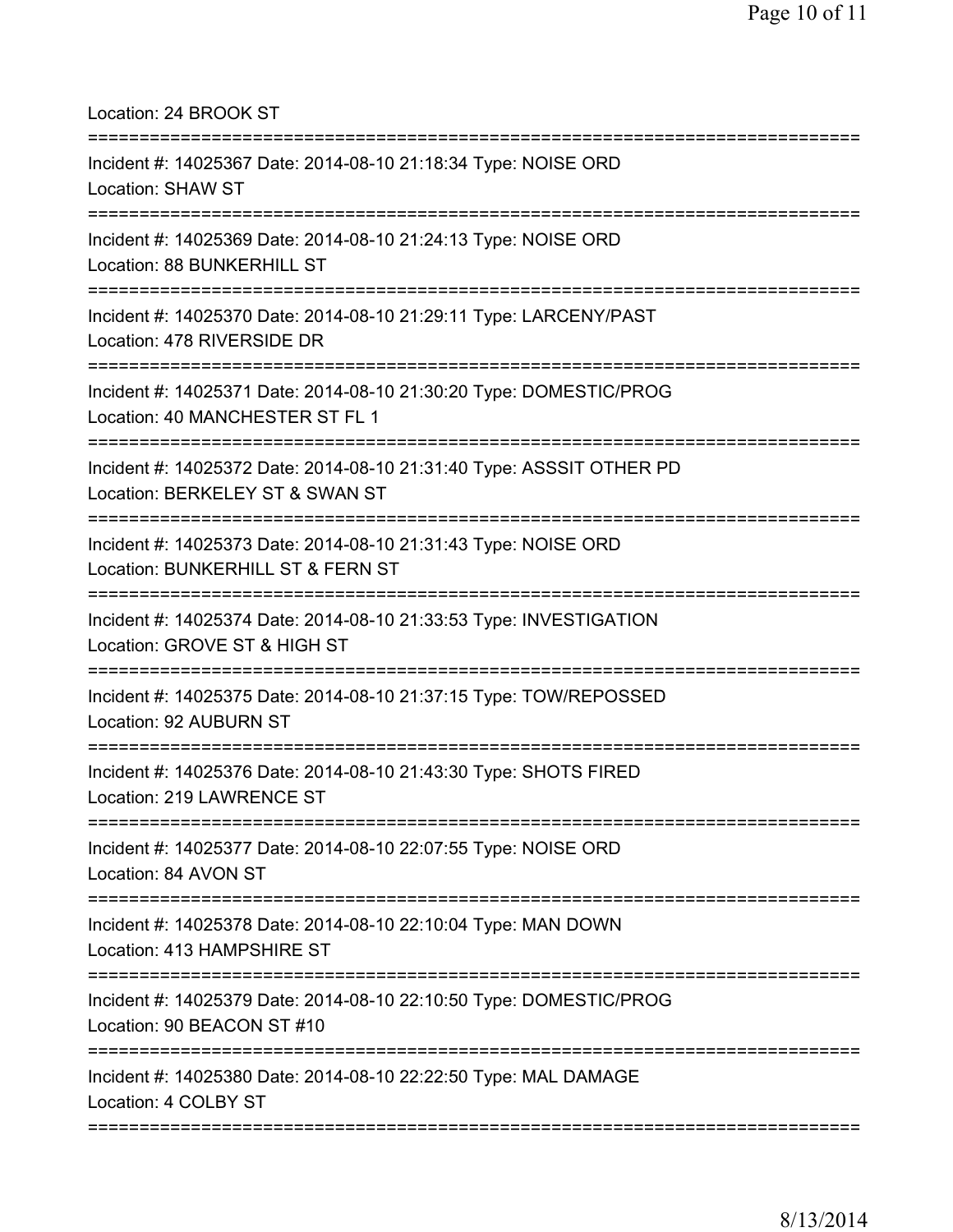Location: 24 BROOK ST

===========================================================================

Incident #: 14025367 Date: 2014-08-10 21:18:34 Type: NOISE ORD
Location: SHAW ST

===========================================================================

Incident #: 14025369 Date: 2014-08-10 21:24:13 Type: NOISE ORD
Location: 88 BUNKERHILL ST

===========================================================================

Incident #: 14025370 Date: 2014-08-10 21:29:11 Type: LARCENY/PAST
Location: 478 RIVERSIDE DR

===========================================================================

Incident #: 14025371 Date: 2014-08-10 21:30:20 Type: DOMESTIC/PROG
Location: 40 MANCHESTER ST FL 1

===========================================================================

Incident #: 14025372 Date: 2014-08-10 21:31:40 Type: ASSSIT OTHER PD
Location: BERKELEY ST & SWAN ST

===========================================================================

Incident #: 14025373 Date: 2014-08-10 21:31:43 Type: NOISE ORD
Location: BUNKERHILL ST & FERN ST

===========================================================================

Incident #: 14025374 Date: 2014-08-10 21:33:53 Type: INVESTIGATION
Location: GROVE ST & HIGH ST

===========================================================================

Incident #: 14025375 Date: 2014-08-10 21:37:15 Type: TOW/REPOSSED
Location: 92 AUBURN ST

===========================================================================

Incident #: 14025376 Date: 2014-08-10 21:43:30 Type: SHOTS FIRED
Location: 219 LAWRENCE ST

===========================================================================

Incident #: 14025377 Date: 2014-08-10 22:07:55 Type: NOISE ORD
Location: 84 AVON ST

===========================================================================

Incident #: 14025378 Date: 2014-08-10 22:10:04 Type: MAN DOWN
Location: 413 HAMPSHIRE ST

===========================================================================

Incident #: 14025379 Date: 2014-08-10 22:10:50 Type: DOMESTIC/PROG
Location: 90 BEACON ST #10

===========================================================================

Incident #: 14025380 Date: 2014-08-10 22:22:50 Type: MAL DAMAGE
Location: 4 COLBY ST

===========================================================================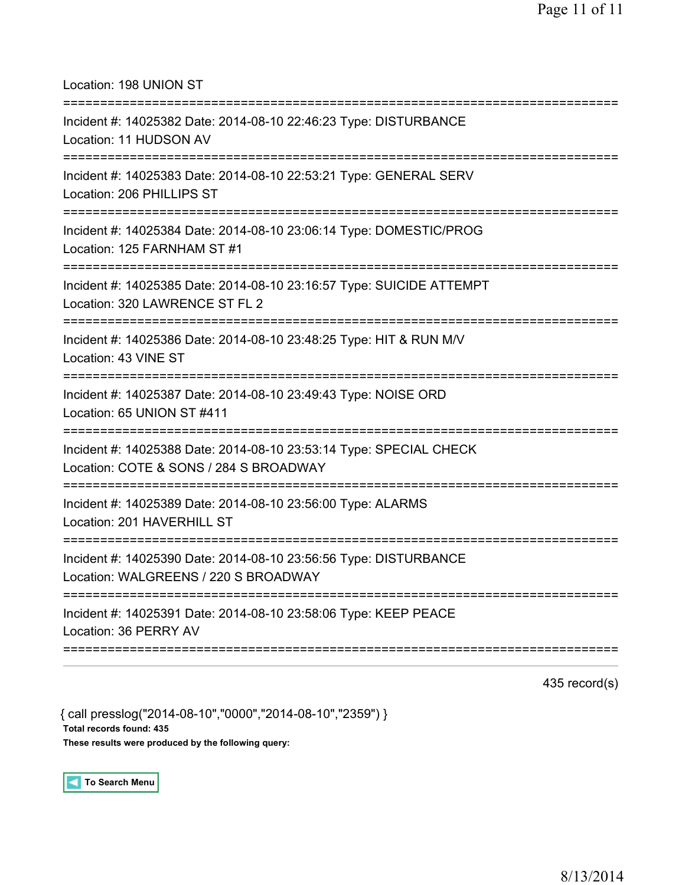Location: 198 UNION ST

===========================================================================

Incident #: 14025382 Date: 2014-08-10 22:46:23 Type: DISTURBANCE

Location: 11 HUDSON AV

===========================================================================

Incident #: 14025383 Date: 2014-08-10 22:53:21 Type: GENERAL SERV

Location: 206 PHILLIPS ST

===========================================================================

Incident #: 14025384 Date: 2014-08-10 23:06:14 Type: DOMESTIC/PROG

Location: 125 FARNHAM ST #1

===========================================================================

Incident #: 14025385 Date: 2014-08-10 23:16:57 Type: SUICIDE ATTEMPT

Location: 320 LAWRENCE ST FL 2

===========================================================================

Incident #: 14025386 Date: 2014-08-10 23:48:25 Type: HIT & RUN M/V

Location: 43 VINE ST

===========================================================================

Incident #: 14025387 Date: 2014-08-10 23:49:43 Type: NOISE ORD

Location: 65 UNION ST #411

===========================================================================

Incident #: 14025388 Date: 2014-08-10 23:53:14 Type: SPECIAL CHECK

Location: COTE & SONS / 284 S BROADWAY

===========================================================================

Incident #: 14025389 Date: 2014-08-10 23:56:00 Type: ALARMS

Location: 201 HAVERHILL ST

===========================================================================

Incident #: 14025390 Date: 2014-08-10 23:56:56 Type: DISTURBANCE

Location: WALGREENS / 220 S BROADWAY

===========================================================================

Incident #: 14025391 Date: 2014-08-10 23:58:06 Type: KEEP PEACE

Location: 36 PERRY AV

===========================================================================

435 record(s)

{ call presslog("2014-08-10","0000","2014-08-10","2359") }

**Total records found: 435**

**These results were produced by the following query:**

To Search Menu

8/13/2014